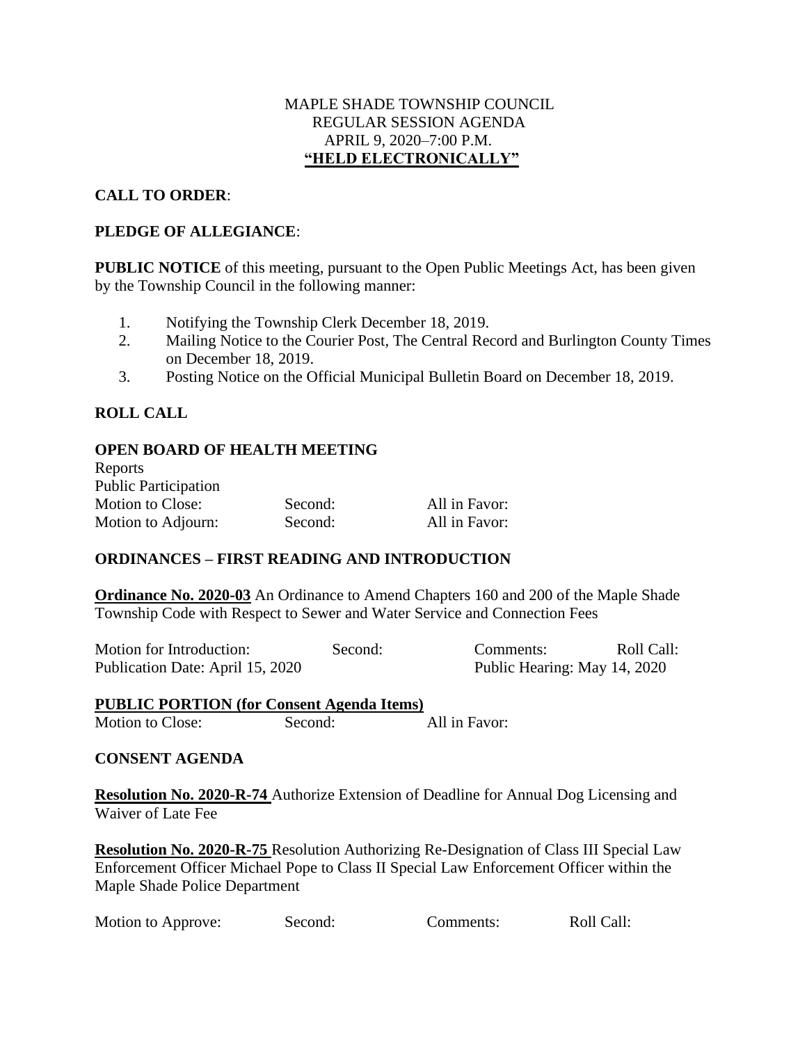MAPLE SHADE TOWNSHIP COUNCIL
REGULAR SESSION AGENDA
APRIL 9, 2020–7:00 P.M.
**"HELD ELECTRONICALLY"**

**CALL TO ORDER**:

**PLEDGE OF ALLEGIANCE**:

**PUBLIC NOTICE** of this meeting, pursuant to the Open Public Meetings Act, has been given by the Township Council in the following manner:

1. Notifying the Township Clerk December 18, 2019.
2. Mailing Notice to the Courier Post, The Central Record and Burlington County Times on December 18, 2019.
3. Posting Notice on the Official Municipal Bulletin Board on December 18, 2019.

**ROLL CALL**

**OPEN BOARD OF HEALTH MEETING**

Reports
Public Participation

| Motion to Close: | Second: | All in Favor: |
|---|---|---|
| Motion to Adjourn: | Second: | All in Favor: |

**ORDINANCES – FIRST READING AND INTRODUCTION**

**Ordinance No. 2020-03** An Ordinance to Amend Chapters 160 and 200 of the Maple Shade Township Code with Respect to Sewer and Water Service and Connection Fees

Motion for Introduction: Second: Comments: Roll Call:
Publication Date: April 15, 2020 Public Hearing: May 14, 2020

**PUBLIC PORTION (for Consent Agenda Items)**

Motion to Close: Second: All in Favor:

**CONSENT AGENDA**

**Resolution No. 2020-R-74** Authorize Extension of Deadline for Annual Dog Licensing and Waiver of Late Fee

**Resolution No. 2020-R-75** Resolution Authorizing Re-Designation of Class III Special Law Enforcement Officer Michael Pope to Class II Special Law Enforcement Officer within the Maple Shade Police Department

Motion to Approve: Second: Comments: Roll Call: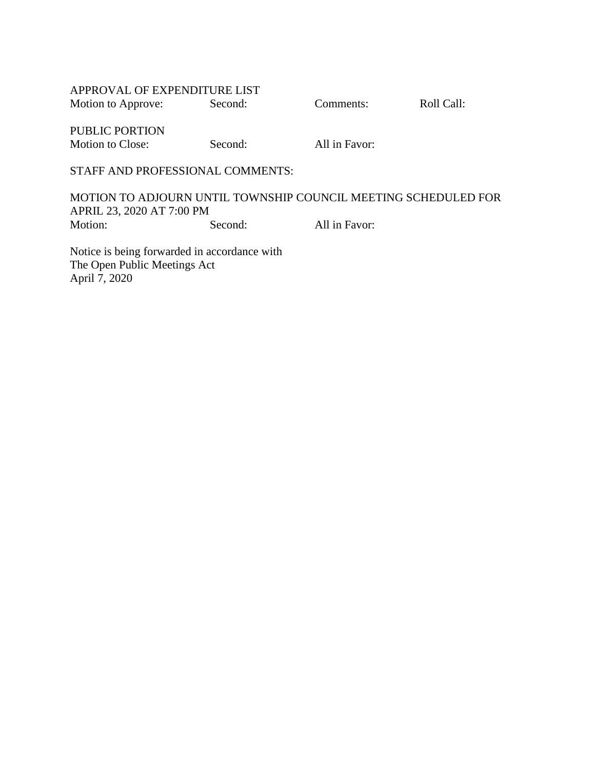APPROVAL OF EXPENDITURE LIST

Motion to Approve: Second: Comments: Roll Call:

PUBLIC PORTION

Motion to Close: Second: All in Favor:

STAFF AND PROFESSIONAL COMMENTS:

MOTION TO ADJOURN UNTIL TOWNSHIP COUNCIL MEETING SCHEDULED FOR APRIL 23, 2020 AT 7:00 PM

Motion: Second: All in Favor:

Notice is being forwarded in accordance with
The Open Public Meetings Act
April 7, 2020